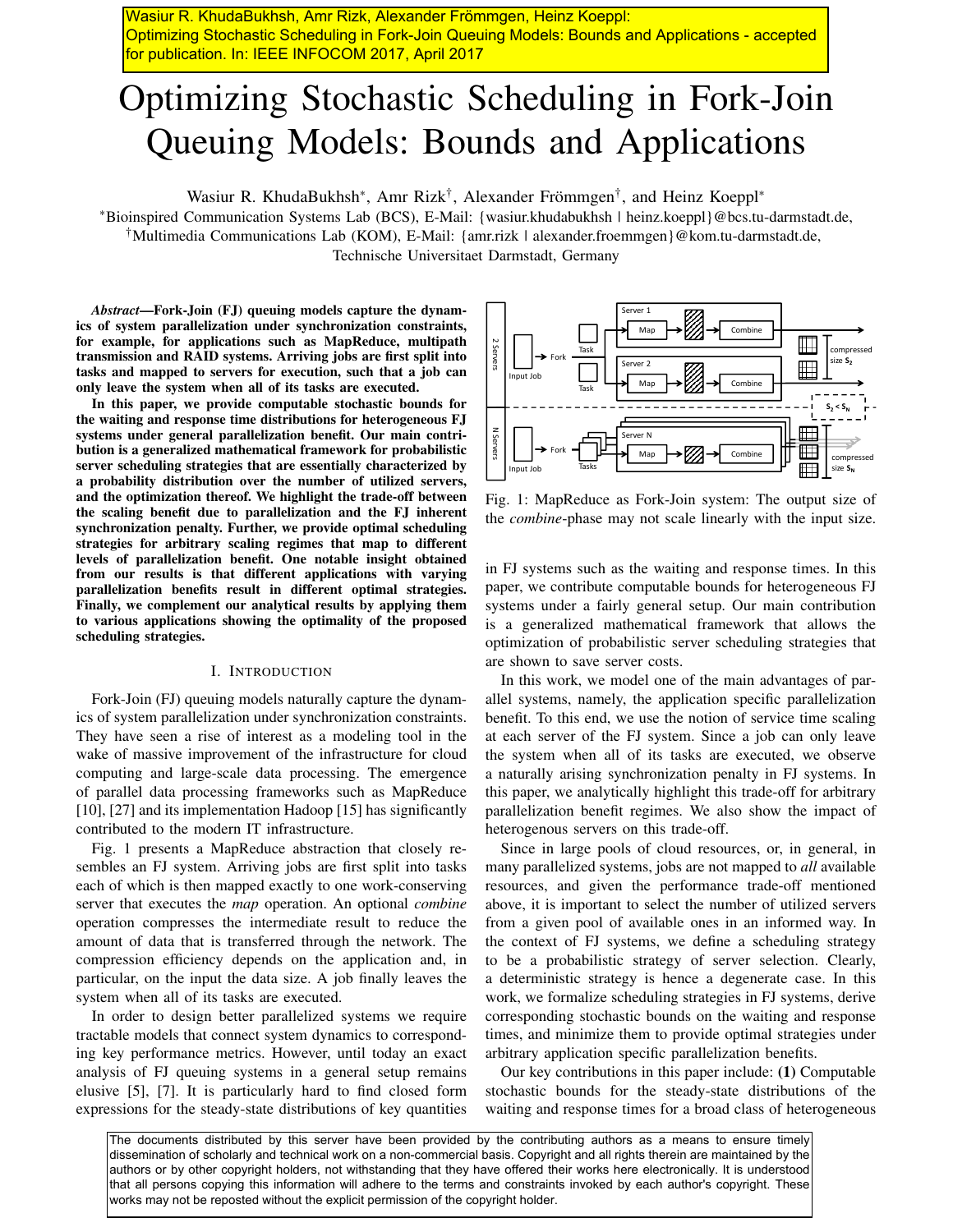Wasiur R. KhudaBukhsh, Amr Rizk, Alexander Frömmgen, Heinz Koeppl:
Optimizing Stochastic Scheduling in Fork-Join Queuing Models: Bounds and Applications - accepted for publication. In: IEEE INFOCOM 2017, April 2017

# Optimizing Stochastic Scheduling in Fork-Join Queuing Models: Bounds and Applications

Wasiur R. KhudaBukhsh*, Amr Rizk†, Alexander Frömmgen†, and Heinz Koeppl*

*Bioinspired Communication Systems Lab (BCS), E-Mail: {wasiur.khudabukhsh | heinz.koeppl}@bcs.tu-darmstadt.de,
†Multimedia Communications Lab (KOM), E-Mail: {amr.rizk | alexander.froemmgen}@kom.tu-darmstadt.de,
Technische Universitaet Darmstadt, Germany

***Abstract*—Fork-Join (FJ) queuing models capture the dynamics of system parallelization under synchronization constraints, for example, for applications such as MapReduce, multipath transmission and RAID systems. Arriving jobs are first split into tasks and mapped to servers for execution, such that a job can only leave the system when all of its tasks are executed.**

**In this paper, we provide computable stochastic bounds for the waiting and response time distributions for heterogeneous FJ systems under general parallelization benefit. Our main contribution is a generalized mathematical framework for probabilistic server scheduling strategies that are essentially characterized by a probability distribution over the number of utilized servers, and the optimization thereof. We highlight the trade-off between the scaling benefit due to parallelization and the FJ inherent synchronization penalty. Further, we provide optimal scheduling strategies for arbitrary scaling regimes that map to different levels of parallelization benefit. One notable insight obtained from our results is that different applications with varying parallelization benefits result in different optimal strategies. Finally, we complement our analytical results by applying them to various applications showing the optimality of the proposed scheduling strategies.**

## I. Introduction

Fork-Join (FJ) queuing models naturally capture the dynamics of system parallelization under synchronization constraints. They have seen a rise of interest as a modeling tool in the wake of massive improvement of the infrastructure for cloud computing and large-scale data processing. The emergence of parallel data processing frameworks such as MapReduce [10], [27] and its implementation Hadoop [15] has significantly contributed to the modern IT infrastructure.

Fig. 1 presents a MapReduce abstraction that closely resembles an FJ system. Arriving jobs are first split into tasks each of which is then mapped exactly to one work-conserving server that executes the *map* operation. An optional *combine* operation compresses the intermediate result to reduce the amount of data that is transferred through the network. The compression efficiency depends on the application and, in particular, on the input the data size. A job finally leaves the system when all of its tasks are executed.

In order to design better parallelized systems we require tractable models that connect system dynamics to corresponding key performance metrics. However, until today an exact analysis of FJ queuing systems in a general setup remains elusive [5], [7]. It is particularly hard to find closed form expressions for the steady-state distributions of key quantities in FJ systems such as the waiting and response times. In this paper, we contribute computable bounds for heterogeneous FJ systems under a fairly general setup. Our main contribution is a generalized mathematical framework that allows the optimization of probabilistic server scheduling strategies that are shown to save server costs.

2 Servers
Input Job
Fork
Task
Task
Server 1
Map
Combine
Server 2
Map
Combine
compressed size $S_2$
$S_2 < S_N$
N Servers
Input Job
Fork
Tasks
Server N
Map
Combine
compressed size $S_N$

Fig. 1: MapReduce as Fork-Join system: The output size of the *combine*-phase may not scale linearly with the input size.

In this work, we model one of the main advantages of parallel systems, namely, the application specific parallelization benefit. To this end, we use the notion of service time scaling at each server of the FJ system. Since a job can only leave the system when all of its tasks are executed, we observe a naturally arising synchronization penalty in FJ systems. In this paper, we analytically highlight this trade-off for arbitrary parallelization benefit regimes. We also show the impact of heterogenous servers on this trade-off.

Since in large pools of cloud resources, or, in general, in many parallelized systems, jobs are not mapped to *all* available resources, and given the performance trade-off mentioned above, it is important to select the number of utilized servers from a given pool of available ones in an informed way. In the context of FJ systems, we define a scheduling strategy to be a probabilistic strategy of server selection. Clearly, a deterministic strategy is hence a degenerate case. In this work, we formalize scheduling strategies in FJ systems, derive corresponding stochastic bounds on the waiting and response times, and minimize them to provide optimal strategies under arbitrary application specific parallelization benefits.

Our key contributions in this paper include: **(1)** Computable stochastic bounds for the steady-state distributions of the waiting and response times for a broad class of heterogeneous

The documents distributed by this server have been provided by the contributing authors as a means to ensure timely dissemination of scholarly and technical work on a non-commercial basis. Copyright and all rights therein are maintained by the authors or by other copyright holders, not withstanding that they have offered their works here electronically. It is understood that all persons copying this information will adhere to the terms and constraints invoked by each author's copyright. These works may not be reposted without the explicit permission of the copyright holder.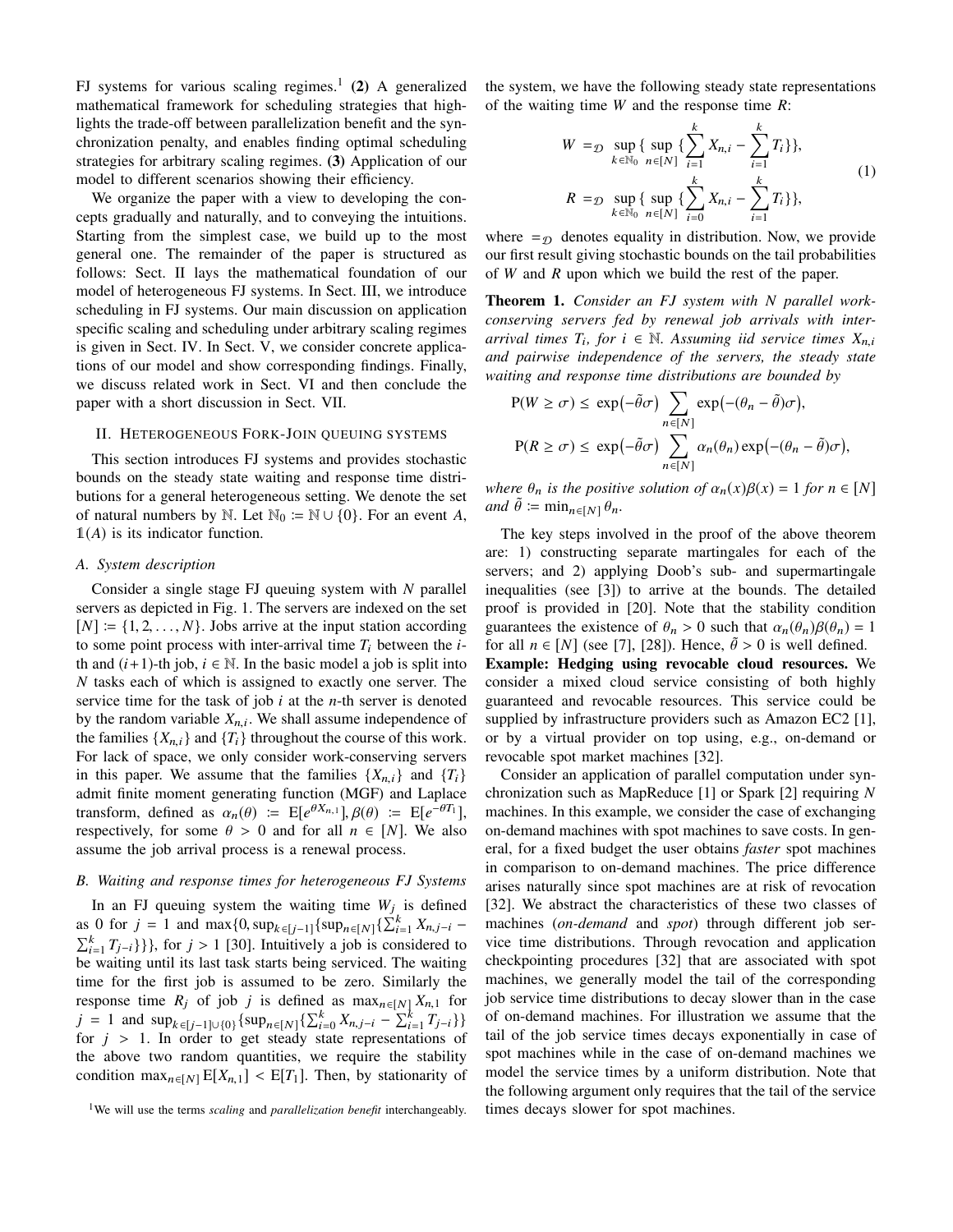FJ systems for various scaling regimes.[1] **(2)** A generalized mathematical framework for scheduling strategies that highlights the trade-off between parallelization benefit and the synchronization penalty, and enables finding optimal scheduling strategies for arbitrary scaling regimes. **(3)** Application of our model to different scenarios showing their efficiency.

We organize the paper with a view to developing the concepts gradually and naturally, and to conveying the intuitions. Starting from the simplest case, we build up to the most general one. The remainder of the paper is structured as follows: Sect. II lays the mathematical foundation of our model of heterogeneous FJ systems. In Sect. III, we introduce scheduling in FJ systems. Our main discussion on application specific scaling and scheduling under arbitrary scaling regimes is given in Sect. IV. In Sect. V, we consider concrete applications of our model and show corresponding findings. Finally, we discuss related work in Sect. VI and then conclude the paper with a short discussion in Sect. VII.

## II. Heterogeneous Fork-Join queuing systems

This section introduces FJ systems and provides stochastic bounds on the steady state waiting and response time distributions for a general heterogeneous setting. We denote the set of natural numbers by $\mathbb{N}$. Let $\mathbb{N}_0 := \mathbb{N} \cup \{0\}$. For an event $A$, $\mathbb{1}(A)$ is its indicator function.

### A. System description

Consider a single stage FJ queuing system with $N$ parallel servers as depicted in Fig. 1. The servers are indexed on the set $[N] := \{1, 2, \ldots, N\}$. Jobs arrive at the input station according to some point process with inter-arrival time $T_i$ between the $i$-th and $(i+1)$-th job, $i \in \mathbb{N}$. In the basic model a job is split into $N$ tasks each of which is assigned to exactly one server. The service time for the task of job $i$ at the $n$-th server is denoted by the random variable $X_{n,i}$. We shall assume independence of the families $\{X_{n,i}\}$ and $\{T_i\}$ throughout the course of this work. For lack of space, we only consider work-conserving servers in this paper. We assume that the families $\{X_{n,i}\}$ and $\{T_i\}$ admit finite moment generating function (MGF) and Laplace transform, defined as $\alpha_n(\theta) := \mathrm{E}[e^{\theta X_{n,1}}], \beta(\theta) := \mathrm{E}[e^{-\theta T_1}]$, respectively, for some $\theta > 0$ and for all $n \in [N]$. We also assume the job arrival process is a renewal process.

### B. Waiting and response times for heterogeneous FJ Systems

In an FJ queuing system the waiting time $W_j$ is defined as 0 for $j = 1$ and $\max\{0, \sup_{k\in[j-1]}\{\sup_{n\in[N]}\{\sum_{i=1}^{k} X_{n,j-i} - \sum_{i=1}^{k} T_{j-i}\}\}\}$, for $j > 1$ [30]. Intuitively a job is considered to be waiting until its last task starts being serviced. The waiting time for the first job is assumed to be zero. Similarly the response time $R_j$ of job $j$ is defined as $\max_{n\in[N]} X_{n,1}$ for $j = 1$ and $\sup_{k\in[j-1]\cup\{0\}}\{\sup_{n\in[N]}\{\sum_{i=0}^{k} X_{n,j-i} - \sum_{i=1}^{k} T_{j-i}\}\}$ for $j > 1$. In order to get steady state representations of the above two random quantities, we require the stability condition $\max_{n\in[N]} \mathrm{E}[X_{n,1}] < \mathrm{E}[T_1]$. Then, by stationarity of the system, we have the following steady state representations of the waiting time $W$ and the response time $R$:

$$
\begin{aligned}
W &=_{\mathcal{D}} \sup_{k\in\mathbb{N}_0}\{\sup_{n\in[N]}\{\sum_{i=1}^{k} X_{n,i} - \sum_{i=1}^{k} T_i\}\}, \\
R &=_{\mathcal{D}} \sup_{k\in\mathbb{N}_0}\{\sup_{n\in[N]}\{\sum_{i=0}^{k} X_{n,i} - \sum_{i=1}^{k} T_i\}\},
\end{aligned}
\tag{1}
$$

where $=_{\mathcal{D}}$ denotes equality in distribution. Now, we provide our first result giving stochastic bounds on the tail probabilities of $W$ and $R$ upon which we build the rest of the paper.

**Theorem 1.** *Consider an FJ system with $N$ parallel work-conserving servers fed by renewal job arrivals with inter-arrival times $T_i$, for $i \in \mathbb{N}$. Assuming iid service times $X_{n,i}$ and pairwise independence of the servers, the steady state waiting and response time distributions are bounded by*

$$
\begin{aligned}
\mathrm{P}(W \geq \sigma) &\leq \exp\big(-\tilde{\theta}\sigma\big) \sum_{n\in[N]} \exp\big(-(\theta_n - \tilde{\theta})\sigma\big), \\
\mathrm{P}(R \geq \sigma) &\leq \exp\big(-\tilde{\theta}\sigma\big) \sum_{n\in[N]} \alpha_n(\theta_n) \exp\big(-(\theta_n - \tilde{\theta})\sigma\big),
\end{aligned}
$$

*where $\theta_n$ is the positive solution of $\alpha_n(x)\beta(x) = 1$ for $n \in [N]$ and $\tilde{\theta} := \min_{n\in[N]} \theta_n$.*

The key steps involved in the proof of the above theorem are: 1) constructing separate martingales for each of the servers; and 2) applying Doob's sub- and supermartingale inequalities (see [3]) to arrive at the bounds. The detailed proof is provided in [20]. Note that the stability condition guarantees the existence of $\theta_n > 0$ such that $\alpha_n(\theta_n)\beta(\theta_n) = 1$ for all $n \in [N]$ (see [7], [28]). Hence, $\tilde{\theta} > 0$ is well defined.

**Example: Hedging using revocable cloud resources.** We consider a mixed cloud service consisting of both highly guaranteed and revocable resources. This service could be supplied by infrastructure providers such as Amazon EC2 [1], or by a virtual provider on top using, e.g., on-demand or revocable spot market machines [32].

Consider an application of parallel computation under synchronization such as MapReduce [1] or Spark [2] requiring $N$ machines. In this example, we consider the case of exchanging on-demand machines with spot machines to save costs. In general, for a fixed budget the user obtains *faster* spot machines in comparison to on-demand machines. The price difference arises naturally since spot machines are at risk of revocation [32]. We abstract the characteristics of these two classes of machines (*on-demand* and *spot*) through different job service time distributions. Through revocation and application checkpointing procedures [32] that are associated with spot machines, we generally model the tail of the corresponding job service time distributions to decay slower than in the case of on-demand machines. For illustration we assume that the tail of the job service times decays exponentially in case of spot machines while in the case of on-demand machines we model the service times by a uniform distribution. Note that the following argument only requires that the tail of the service times decays slower for spot machines.

[1] We will use the terms *scaling* and *parallelization benefit* interchangeably.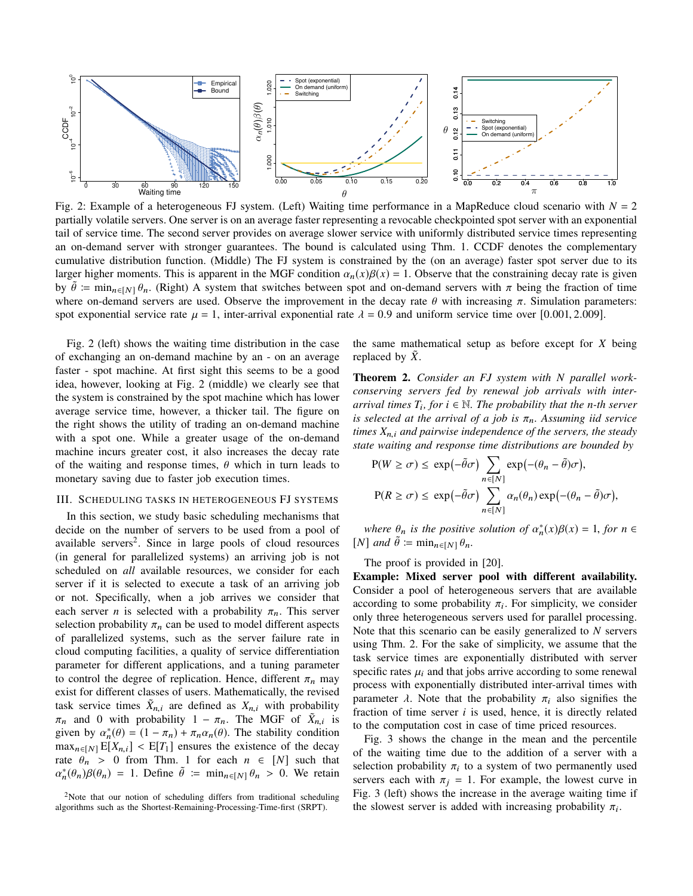CCDF

$10^0$

$10^{-2}$

$10^{-4}$

$10^{-6}$

0 30 60 90 120 150

Waiting time

Empirical

Bound

$\alpha_n(\theta)\beta(\theta)$

1.000 1.010 1.020

0.00 0.05 0.10 0.15 0.20

$\theta$

Spot (exponential)

On demand (uniform)

Switching

$\theta$

0.10 0.11 0.12 0.13 0.14

0.0 0.2 0.4 0.6 0.8 1.0

$\pi$

Switching

Spot (exponential)

On demand (uniform)

Fig. 2: Example of a heterogeneous FJ system. (Left) Waiting time performance in a MapReduce cloud scenario with $N = 2$ partially volatile servers. One server is on an average faster representing a revocable checkpointed spot server with an exponential tail of service time. The second server provides on average slower service with uniformly distributed service times representing an on-demand server with stronger guarantees. The bound is calculated using Thm. 1. CCDF denotes the complementary cumulative distribution function. (Middle) The FJ system is constrained by the (on an average) faster spot server due to its larger higher moments. This is apparent in the MGF condition $\alpha_n(x)\beta(x) = 1$. Observe that the constraining decay rate is given by $\tilde{\theta} := \min_{n\in[N]} \theta_n$. (Right) A system that switches between spot and on-demand servers with $\pi$ being the fraction of time where on-demand servers are used. Observe the improvement in the decay rate $\theta$ with increasing $\pi$. Simulation parameters: spot exponential service rate $\mu = 1$, inter-arrival exponential rate $\lambda = 0.9$ and uniform service time over $[0.001, 2.009]$.

Fig. 2 (left) shows the waiting time distribution in the case of exchanging an on-demand machine by an - on an average faster - spot machine. At first sight this seems to be a good idea, however, looking at Fig. 2 (middle) we clearly see that the system is constrained by the spot machine which has lower average service time, however, a thicker tail. The figure on the right shows the utility of trading an on-demand machine with a spot one. While a greater usage of the on-demand machine incurs greater cost, it also increases the decay rate of the waiting and response times, $\theta$ which in turn leads to monetary saving due to faster job execution times.

## III. Scheduling tasks in heterogeneous FJ systems

In this section, we study basic scheduling mechanisms that decide on the number of servers to be used from a pool of available servers[2]. Since in large pools of cloud resources (in general for parallelized systems) an arriving job is not scheduled on *all* available resources, we consider for each server if it is selected to execute a task of an arriving job or not. Specifically, when a job arrives we consider that each server $n$ is selected with a probability $\pi_n$. This server selection probability $\pi_n$ can be used to model different aspects of parallelized systems, such as the server failure rate in cloud computing facilities, a quality of service differentiation parameter for different applications, and a tuning parameter to control the degree of replication. Hence, different $\pi_n$ may exist for different classes of users. Mathematically, the revised task service times $\tilde{X}_{n,i}$ are defined as $X_{n,i}$ with probability $\pi_n$ and 0 with probability $1 - \pi_n$. The MGF of $\tilde{X}_{n,i}$ is given by $\alpha_n^*(\theta) = (1 - \pi_n) + \pi_n \alpha_n(\theta)$. The stability condition $\max_{n\in[N]} \mathrm{E}[X_{n,i}] < \mathrm{E}[T_1]$ ensures the existence of the decay rate $\theta_n > 0$ from Thm. 1 for each $n \in [N]$ such that $\alpha_n^*(\theta_n)\beta(\theta_n) = 1$. Define $\tilde{\theta} := \min_{n\in[N]} \theta_n > 0$. We retain the same mathematical setup as before except for $X$ being replaced by $\tilde{X}$.

[2]Note that our notion of scheduling differs from traditional scheduling algorithms such as the Shortest-Remaining-Processing-Time-first (SRPT).

**Theorem 2.** *Consider an FJ system with $N$ parallel work-conserving servers fed by renewal job arrivals with inter-arrival times $T_i$, for $i \in \mathbb{N}$. The probability that the $n$-th server is selected at the arrival of a job is $\pi_n$. Assuming iid service times $X_{n,i}$ and pairwise independence of the servers, the steady state waiting and response time distributions are bounded by*

$$\mathrm{P}(W \geq \sigma) \leq \exp\big(-\tilde{\theta}\sigma\big) \sum_{n\in[N]} \exp\big(-(\theta_n - \tilde{\theta})\sigma\big),$$

$$\mathrm{P}(R \geq \sigma) \leq \exp\big(-\tilde{\theta}\sigma\big) \sum_{n\in[N]} \alpha_n(\theta_n) \exp\big(-(\theta_n - \tilde{\theta})\sigma\big),$$

*where $\theta_n$ is the positive solution of $\alpha_n^*(x)\beta(x) = 1$, for $n \in [N]$ and $\tilde{\theta} := \min_{n\in[N]} \theta_n$.*

The proof is provided in [20].

**Example: Mixed server pool with different availability.** Consider a pool of heterogeneous servers that are available according to some probability $\pi_i$. For simplicity, we consider only three heterogeneous servers used for parallel processing. Note that this scenario can be easily generalized to $N$ servers using Thm. 2. For the sake of simplicity, we assume that the task service times are exponentially distributed with server specific rates $\mu_i$ and that jobs arrive according to some renewal process with exponentially distributed inter-arrival times with parameter $\lambda$. Note that the probability $\pi_i$ also signifies the fraction of time server $i$ is used, hence, it is directly related to the computation cost in case of time priced resources.

Fig. 3 shows the change in the mean and the percentile of the waiting time due to the addition of a server with a selection probability $\pi_i$ to a system of two permanently used servers each with $\pi_j = 1$. For example, the lowest curve in Fig. 3 (left) shows the increase in the average waiting time if the slowest server is added with increasing probability $\pi_i$.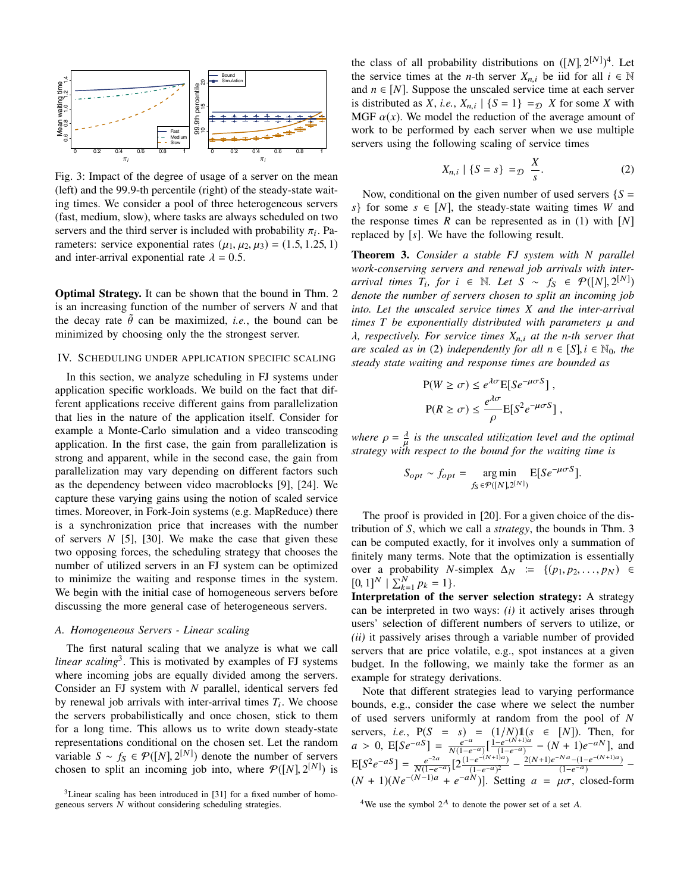Mean waiting time
0.6 0.8 1.0 1.2 1.4
0 0.2 0.4 0.6 0.8 1
$\pi_i$
Fast
Medium
Slow

99.9th percentile
10 15 20
0 0.2 0.4 0.6 0.8 1
$\pi_i$
Bound
Simulation

Fig. 3: Impact of the degree of usage of a server on the mean (left) and the 99.9-th percentile (right) of the steady-state waiting times. We consider a pool of three heterogeneous servers (fast, medium, slow), where tasks are always scheduled on two servers and the third server is included with probability $\pi_i$. Parameters: service exponential rates $(\mu_1, \mu_2, \mu_3) = (1.5, 1.25, 1)$ and inter-arrival exponential rate $\lambda = 0.5$.

**Optimal Strategy.** It can be shown that the bound in Thm. 2 is an increasing function of the number of servers $N$ and that the decay rate $\tilde{\theta}$ can be maximized, *i.e.*, the bound can be minimized by choosing only the the strongest server.

## IV. Scheduling under application specific scaling

In this section, we analyze scheduling in FJ systems under application specific workloads. We build on the fact that different applications receive different gains from parallelization that lies in the nature of the application itself. Consider for example a Monte-Carlo simulation and a video transcoding application. In the first case, the gain from parallelization is strong and apparent, while in the second case, the gain from parallelization may vary depending on different factors such as the dependency between video macroblocks [9], [24]. We capture these varying gains using the notion of scaled service times. Moreover, in Fork-Join systems (e.g. MapReduce) there is a synchronization price that increases with the number of servers $N$ [5], [30]. We make the case that given these two opposing forces, the scheduling strategy that chooses the number of utilized servers in an FJ system can be optimized to minimize the waiting and response times in the system. We begin with the initial case of homogeneous servers before discussing the more general case of heterogeneous servers.

### A. Homogeneous Servers - Linear scaling

The first natural scaling that we analyze is what we call *linear scaling*[3]. This is motivated by examples of FJ systems where incoming jobs are equally divided among the servers. Consider an FJ system with $N$ parallel, identical servers fed by renewal job arrivals with inter-arrival times $T_i$. We choose the servers probabilistically and once chosen, stick to them for a long time. This allows us to write down steady-state representations conditional on the chosen set. Let the random variable $S \sim f_S \in \mathcal{P}([N], 2^{[N]})$ denote the number of servers chosen to split an incoming job into, where $\mathcal{P}([N], 2^{[N]})$ is the class of all probability distributions on $([N], 2^{[N]})$[4]. Let the service times at the $n$-th server $X_{n,i}$ be iid for all $i \in \mathbb{N}$ and $n \in [N]$. Suppose the unscaled service time at each server is distributed as $X$, *i.e.*, $X_{n,i} \mid \{S = 1\} =_{\mathcal{D}} X$ for some $X$ with MGF $\alpha(x)$. We model the reduction of the average amount of work to be performed by each server when we use multiple servers using the following scaling of service times

$$X_{n,i} \mid \{S = s\} =_{\mathcal{D}} \frac{X}{s}. \tag{2}$$

Now, conditional on the given number of used servers $\{S = s\}$ for some $s \in [N]$, the steady-state waiting times $W$ and the response times $R$ can be represented as in (1) with $[N]$ replaced by $[s]$. We have the following result.

**Theorem 3.** *Consider a stable FJ system with $N$ parallel work-conserving servers and renewal job arrivals with inter-arrival times $T_i$, for $i \in \mathbb{N}$. Let $S \sim f_S \in \mathcal{P}([N], 2^{[N]})$ denote the number of servers chosen to split an incoming job into. Let the unscaled service times $X$ and the inter-arrival times $T$ be exponentially distributed with parameters $\mu$ and $\lambda$, respectively. For service times $X_{n,i}$ at the $n$-th server that are scaled as in (2) independently for all $n \in [S], i \in \mathbb{N}_0$, the steady state waiting and response times are bounded as*

$$\mathrm{P}(W \geq \sigma) \leq e^{\lambda\sigma}\mathrm{E}[Se^{-\mu\sigma S}] \,,$$

$$\mathrm{P}(R \geq \sigma) \leq \frac{e^{\lambda\sigma}}{\rho}\mathrm{E}[S^2 e^{-\mu\sigma S}] \,,$$

*where $\rho = \frac{\lambda}{\mu}$ is the unscaled utilization level and the optimal strategy with respect to the bound for the waiting time is*

$$S_{opt} \sim f_{opt} = \underset{f_S \in \mathcal{P}([N], 2^{[N]})}{\arg\min} \mathrm{E}[Se^{-\mu\sigma S}].$$

The proof is provided in [20]. For a given choice of the distribution of $S$, which we call a *strategy*, the bounds in Thm. 3 can be computed exactly, for it involves only a summation of finitely many terms. Note that the optimization is essentially over a probability $N$-simplex $\Delta_N := \{(p_1, p_2, \ldots, p_N) \in [0,1]^N \mid \sum_{k=1}^{N} p_k = 1\}$.

**Interpretation of the server selection strategy:** A strategy can be interpreted in two ways: *(i)* it actively arises through users' selection of different numbers of servers to utilize, or *(ii)* it passively arises through a variable number of provided servers that are price volatile, e.g., spot instances at a given budget. In the following, we mainly take the former as an example for strategy derivations.

Note that different strategies lead to varying performance bounds, e.g., consider the case where we select the number of used servers uniformly at random from the pool of $N$ servers, *i.e.*, $\mathrm{P}(S = s) = (1/N)\mathbb{1}(s \in [N])$. Then, for $a > 0$, $\mathrm{E}[Se^{-aS}] = \frac{e^{-a}}{N(1-e^{-a})}[\frac{1-e^{-(N+1)a}}{(1-e^{-a})} - (N+1)e^{-aN}]$, and $\mathrm{E}[S^2 e^{-aS}] = \frac{e^{-2a}}{N(1-e^{-a})}[2\frac{(1-e^{-(N+1)a})}{(1-e^{-a})^2} - \frac{2(N+1)e^{-Na}-(1-e^{-(N+1)a})}{(1-e^{-a})} - (N+1)(Ne^{-(N-1)a} + e^{-aN})]$. Setting $a = \mu\sigma$, closed-form

[3]Linear scaling has been introduced in [31] for a fixed number of homogeneous servers $N$ without considering scheduling strategies.

[4]We use the symbol $2^A$ to denote the power set of a set $A$.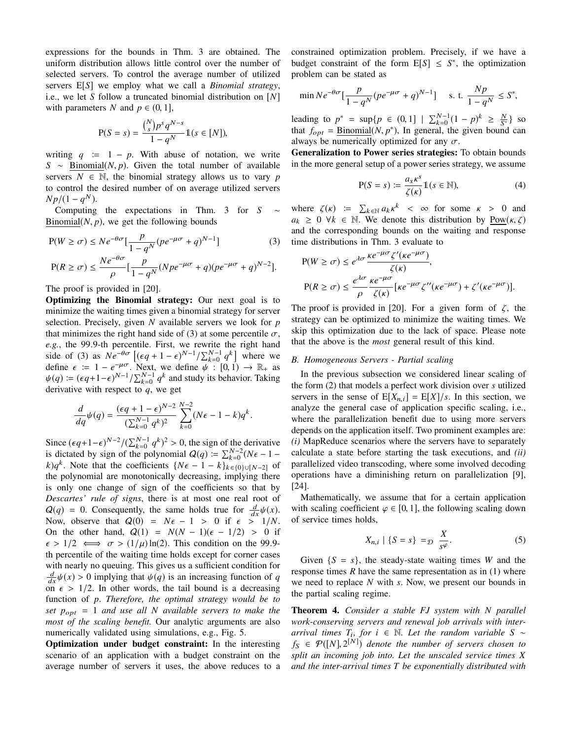expressions for the bounds in Thm. 3 are obtained. The uniform distribution allows little control over the number of selected servers. To control the average number of utilized servers $\mathrm{E}[S]$ we employ what we call a *Binomial strategy*, i.e., we let $S$ follow a truncated binomial distribution on $[N]$ with parameters $N$ and $p \in (0, 1]$,

$$\mathrm{P}(S = s) = \frac{\binom{N}{s} p^s q^{N-s}}{1 - q^N} \mathbb{1}(s \in [N]),$$

writing $q := 1 - p$. With abuse of notation, we write $S \sim \underline{\text{Binomial}}(N, p)$. Given the total number of available servers $N \in \mathbb{N}$, the binomial strategy allows us to vary $p$ to control the desired number of on average utilized servers $Np/(1 - q^N)$.

Computing the expectations in Thm. 3 for $S \sim \underline{\text{Binomial}}(N, p)$, we get the following bounds

$$\mathrm{P}(W \geq \sigma) \leq N e^{-\theta\sigma} \Big[\frac{p}{1 - q^N} (p e^{-\mu\sigma} + q)^{N-1}\Big] \tag{3}$$

$$\mathrm{P}(R \geq \sigma) \leq \frac{N e^{-\theta\sigma}}{\rho} \Big[\frac{p}{1 - q^N} (N p e^{-\mu\sigma} + q)(p e^{-\mu\sigma} + q)^{N-2}\Big].$$

The proof is provided in [20].

**Optimizing the Binomial strategy:** Our next goal is to minimize the waiting times given a binomial strategy for server selection. Precisely, given $N$ available servers we look for $p$ that minimizes the right hand side of (3) at some percentile $\sigma$, *e.g.*, the 99.9-th percentile. First, we rewrite the right hand side of (3) as $N e^{-\theta\sigma} \left[(\epsilon q + 1 - \epsilon)^{N-1} / \sum_{k=0}^{N-1} q^k\right]$ where we define $\epsilon := 1 - e^{-\mu\sigma}$. Next, we define $\psi : [0, 1) \to \mathbb{R}_+$ as $\psi(q) := (\epsilon q + 1 - \epsilon)^{N-1} / \sum_{k=0}^{N-1} q^k$ and study its behavior. Taking derivative with respect to $q$, we get

$$\frac{d}{dq}\psi(q) = \frac{(\epsilon q + 1 - \epsilon)^{N-2}}{(\sum_{k=0}^{N-1} q^k)^2} \sum_{k=0}^{N-2} (N\epsilon - 1 - k) q^k.$$

Since $(\epsilon q + 1 - \epsilon)^{N-2} / (\sum_{k=0}^{N-1} q^k)^2 > 0$, the sign of the derivative is dictated by sign of the polynomial $Q(q) := \sum_{k=0}^{N-2} (N\epsilon - 1 - k) q^k$. Note that the coefficients $\{N\epsilon - 1 - k\}_{k \in \{0\} \cup [N-2]}$ of the polynomial are monotonically decreasing, implying there is only one change of sign of the coefficients so that by *Descartes' rule of signs*, there is at most one real root of $Q(q) = 0$. Consequently, the same holds true for $\frac{d}{dx}\psi(x)$. Now, observe that $Q(0) = N\epsilon - 1 > 0$ if $\epsilon > 1/N$. On the other hand, $Q(1) = N(N - 1)(\epsilon - 1/2) > 0$ if $\epsilon > 1/2 \iff \sigma > (1/\mu)\ln(2)$. This condition on the 99.9-th percentile of the waiting time holds except for corner cases with nearly no queuing. This gives us a sufficient condition for $\frac{d}{dx}\psi(x) > 0$ implying that $\psi(q)$ is an increasing function of $q$ on $\epsilon > 1/2$. In other words, the tail bound is a decreasing function of $p$. *Therefore, the optimal strategy would be to set $p_{opt} = 1$ and use all $N$ available servers to make the most of the scaling benefit.* Our analytic arguments are also numerically validated using simulations, e.g., Fig. 5.

**Optimization under budget constraint:** In the interesting scenario of an application with a budget constraint on the average number of servers it uses, the above reduces to a constrained optimization problem. Precisely, if we have a budget constraint of the form $\mathrm{E}[S] \leq S^*$, the optimization problem can be stated as

$$\min N e^{-\theta\sigma} \Big[\frac{p}{1 - q^N} (p e^{-\mu\sigma} + q)^{N-1}\Big] \quad \text{s. t. } \frac{Np}{1 - q^N} \leq S^*,$$

leading to $p^* = \sup\{p \in (0, 1] \mid \sum_{k=0}^{N-1} (1 - p)^k \geq \frac{N}{S^*}\}$ so that $f_{opt} = \underline{\text{Binomial}}(N, p^*)$, In general, the given bound can always be numerically optimized for any $\sigma$.

**Generalization to Power series strategies:** To obtain bounds in the more general setup of a power series strategy, we assume

$$\mathrm{P}(S = s) := \frac{a_s \kappa^s}{\zeta(\kappa)} \mathbb{1}(s \in \mathbb{N}), \tag{4}$$

where $\zeta(\kappa) := \sum_{k \in \mathbb{N}} a_k \kappa^k < \infty$ for some $\kappa > 0$ and $a_k \geq 0 \ \forall k \in \mathbb{N}$. We denote this distribution by $\underline{\text{Pow}}(\kappa, \zeta)$ and the corresponding bounds on the waiting and response time distributions in Thm. 3 evaluate to

$$\mathrm{P}(W \geq \sigma) \leq e^{\lambda\sigma} \frac{\kappa e^{-\mu\sigma} \zeta'(\kappa e^{-\mu\sigma})}{\zeta(\kappa)},$$

$$\mathrm{P}(R \geq \sigma) \leq \frac{e^{\lambda\sigma}}{\rho} \frac{\kappa e^{-\mu\sigma}}{\zeta(\kappa)} [\kappa e^{-\mu\sigma} \zeta''(\kappa e^{-\mu\sigma}) + \zeta'(\kappa e^{-\mu\sigma})].$$

The proof is provided in [20]. For a given form of $\zeta$, the strategy can be optimized to minimize the waiting times. We skip this optimization due to the lack of space. Please note that the above is the *most* general result of this kind.

### B. Homogeneous Servers - Partial scaling

In the previous subsection we considered linear scaling of the form (2) that models a perfect work division over $s$ utilized servers in the sense of $\mathrm{E}[X_{n,i}] = \mathrm{E}[X]/s$. In this section, we analyze the general case of application specific scaling, i.e., where the parallelization benefit due to using more servers depends on the application itself. Two prominent examples are: *(i)* MapReduce scenarios where the servers have to separately calculate a state before starting the task executions, and *(ii)* parallelized video transcoding, where some involved decoding operations have a diminishing return on parallelization [9], [24].

Mathematically, we assume that for a certain application with scaling coefficient $\varphi \in [0, 1]$, the following scaling down of service times holds,

$$X_{n,i} \mid \{S = s\} =_{\mathcal{D}} \frac{X}{s^{\varphi}}. \tag{5}$$

Given $\{S = s\}$, the steady-state waiting times $W$ and the response times $R$ have the same representation as in (1) where we need to replace $N$ with $s$. Now, we present our bounds in the partial scaling regime.

**Theorem 4.** *Consider a stable FJ system with $N$ parallel work-conserving servers and renewal job arrivals with inter-arrival times $T_i$, for $i \in \mathbb{N}$. Let the random variable $S \sim f_S \in \mathcal{P}([N], 2^{[N]})$ denote the number of servers chosen to split an incoming job into. Let the unscaled service times $X$ and the inter-arrival times $T$ be exponentially distributed with*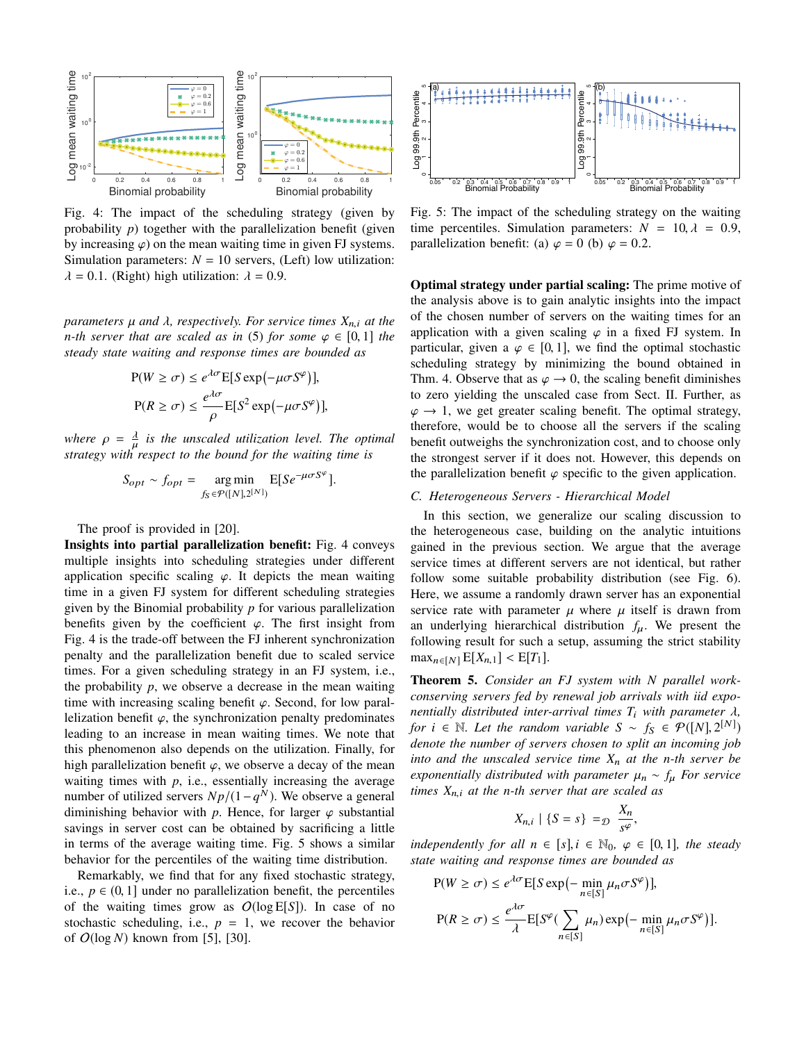Log mean waiting time

$10^2$

$10^0$

$10^{-2}$

0 0.2 0.4 0.6 0.8 1

Binomial probability

$\varphi = 0$
$\varphi = 0.2$
$\varphi = 0.6$
$\varphi = 1$

Log mean waiting time

$10^2$

$10^0$

0 0.2 0.4 0.6 0.8 1

Binomial probability

$\varphi = 0$
$\varphi = 0.2$
$\varphi = 0.6$
$\varphi = 1$

Fig. 4: The impact of the scheduling strategy (given by probability $p$) together with the parallelization benefit (given by increasing $\varphi$) on the mean waiting time in given FJ systems. Simulation parameters: $N = 10$ servers, (Left) low utilization: $\lambda = 0.1$. (Right) high utilization: $\lambda = 0.9$.

(a)

Log 99.9th Percentile

0 1 2 3 4 5

0.05 0.2 0.3 0.4 0.5 0.6 0.7 0.8 0.9 1

Binomial Probability

(b)

Log 99.9th Percentile

0 1 2 3 4 5

0.05 0.2 0.3 0.4 0.5 0.6 0.7 0.8 0.9 1

Binomial Probability

Fig. 5: The impact of the scheduling strategy on the waiting time percentiles. Simulation parameters: $N = 10, \lambda = 0.9$, parallelization benefit: (a) $\varphi = 0$ (b) $\varphi = 0.2$.

*parameters $\mu$ and $\lambda$, respectively. For service times $X_{n,i}$ at the $n$-th server that are scaled as in (5) for some $\varphi \in [0,1]$ the steady state waiting and response times are bounded as*

$$\mathrm{P}(W \geq \sigma) \leq e^{\lambda\sigma}\mathrm{E}[S \exp(-\mu\sigma S^{\varphi})],$$

$$\mathrm{P}(R \geq \sigma) \leq \frac{e^{\lambda\sigma}}{\rho}\mathrm{E}[S^2 \exp(-\mu\sigma S^{\varphi})],$$

*where $\rho = \frac{\lambda}{\mu}$ is the unscaled utilization level. The optimal strategy with respect to the bound for the waiting time is*

$$S_{opt} \sim f_{opt} = \underset{f_S \in \mathcal{P}([N],2^{[N]})}{\arg\min} \mathrm{E}[Se^{-\mu\sigma S^{\varphi}}].$$

The proof is provided in [20].

**Insights into partial parallelization benefit:** Fig. 4 conveys multiple insights into scheduling strategies under different application specific scaling $\varphi$. It depicts the mean waiting time in a given FJ system for different scheduling strategies given by the Binomial probability $p$ for various parallelization benefits given by the coefficient $\varphi$. The first insight from Fig. 4 is the trade-off between the FJ inherent synchronization penalty and the parallelization benefit due to scaled service times. For a given scheduling strategy in an FJ system, i.e., the probability $p$, we observe a decrease in the mean waiting time with increasing scaling benefit $\varphi$. Second, for low parallelization benefit $\varphi$, the synchronization penalty predominates leading to an increase in mean waiting times. We note that this phenomenon also depends on the utilization. Finally, for high parallelization benefit $\varphi$, we observe a decay of the mean waiting times with $p$, i.e., essentially increasing the average number of utilized servers $Np/(1-q^N)$. We observe a general diminishing behavior with $p$. Hence, for larger $\varphi$ substantial savings in server cost can be obtained by sacrificing a little in terms of the average waiting time. Fig. 5 shows a similar behavior for the percentiles of the waiting time distribution.

Remarkably, we find that for any fixed stochastic strategy, i.e., $p \in (0,1]$ under no parallelization benefit, the percentiles of the waiting times grow as $O(\log \mathrm{E}[S])$. In case of no stochastic scheduling, i.e., $p = 1$, we recover the behavior of $O(\log N)$ known from [5], [30].

**Optimal strategy under partial scaling:** The prime motive of the analysis above is to gain analytic insights into the impact of the chosen number of servers on the waiting times for an application with a given scaling $\varphi$ in a fixed FJ system. In particular, given a $\varphi \in [0,1]$, we find the optimal stochastic scheduling strategy by minimizing the bound obtained in Thm. 4. Observe that as $\varphi \to 0$, the scaling benefit diminishes to zero yielding the unscaled case from Sect. II. Further, as $\varphi \to 1$, we get greater scaling benefit. The optimal strategy, therefore, would be to choose all the servers if the scaling benefit outweighs the synchronization cost, and to choose only the strongest server if it does not. However, this depends on the parallelization benefit $\varphi$ specific to the given application.

### *C. Heterogeneous Servers - Hierarchical Model*

In this section, we generalize our scaling discussion to the heterogeneous case, building on the analytic intuitions gained in the previous section. We argue that the average service times at different servers are not identical, but rather follow some suitable probability distribution (see Fig. 6). Here, we assume a randomly drawn server has an exponential service rate with parameter $\mu$ where $\mu$ itself is drawn from an underlying hierarchical distribution $f_\mu$. We present the following result for such a setup, assuming the strict stability $\max_{n\in[N]} \mathrm{E}[X_{n,1}] < \mathrm{E}[T_1]$.

**Theorem 5.** *Consider an FJ system with $N$ parallel work-conserving servers fed by renewal job arrivals with iid exponentially distributed inter-arrival times $T_i$ with parameter $\lambda$, for $i \in \mathbb{N}$. Let the random variable $S \sim f_S \in \mathcal{P}([N], 2^{[N]})$ denote the number of servers chosen to split an incoming job into and the unscaled service time $X_n$ at the $n$-th server be exponentially distributed with parameter $\mu_n \sim f_\mu$ For service times $X_{n,i}$ at the $n$-th server that are scaled as*

$$X_{n,i} \mid \{S = s\} =_{\mathcal{D}} \frac{X_n}{s^{\varphi}},$$

*independently for all $n \in [s], i \in \mathbb{N}_0$, $\varphi \in [0,1]$, the steady state waiting and response times are bounded as*

$$\mathrm{P}(W \geq \sigma) \leq e^{\lambda\sigma}\mathrm{E}[S \exp(-\min_{n\in[S]} \mu_n \sigma S^{\varphi})],$$

$$\mathrm{P}(R \geq \sigma) \leq \frac{e^{\lambda\sigma}}{\lambda}\mathrm{E}[S^{\varphi}(\sum_{n\in[S]} \mu_n) \exp(-\min_{n\in[S]} \mu_n \sigma S^{\varphi})].$$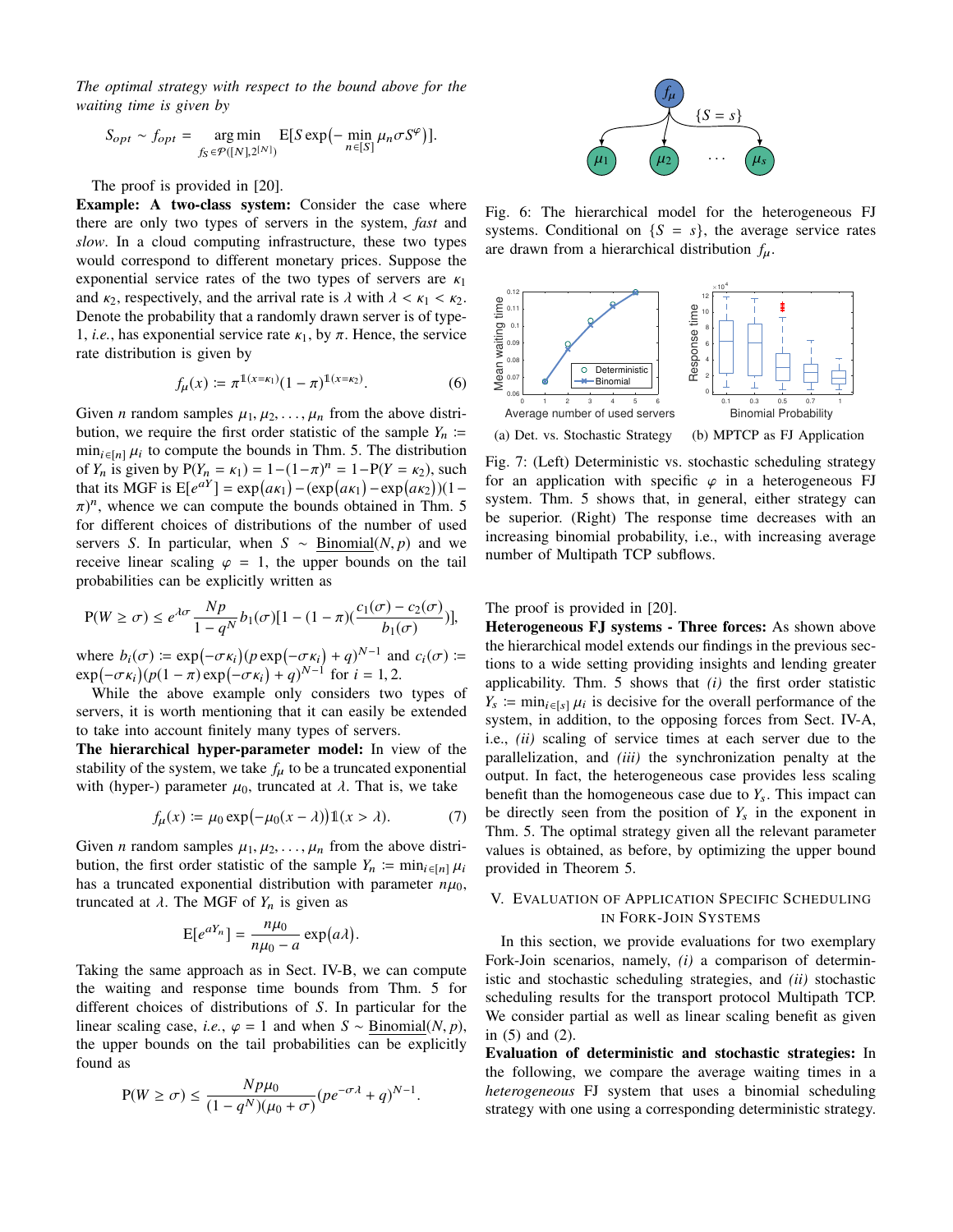*The optimal strategy with respect to the bound above for the waiting time is given by*

$$S_{opt} \sim f_{opt} = \underset{f_S \in \mathcal{P}([N],2^{[N]})}{\arg\min} \; \mathrm{E}[S \exp(-\min_{n\in[S]} \mu_n \sigma S^{\varphi})].$$

The proof is provided in [20].

**Example: A two-class system:** Consider the case where there are only two types of servers in the system, *fast* and *slow*. In a cloud computing infrastructure, these two types would correspond to different monetary prices. Suppose the exponential service rates of the two types of servers are $\kappa_1$ and $\kappa_2$, respectively, and the arrival rate is $\lambda$ with $\lambda < \kappa_1 < \kappa_2$. Denote the probability that a randomly drawn server is of type-1, *i.e.*, has exponential service rate $\kappa_1$, by $\pi$. Hence, the service rate distribution is given by

$$f_\mu(x) := \pi^{\mathbb{1}(x=\kappa_1)}(1-\pi)^{\mathbb{1}(x=\kappa_2)}. \tag{6}$$

Given $n$ random samples $\mu_1, \mu_2, \ldots, \mu_n$ from the above distribution, we require the first order statistic of the sample $Y_n := \min_{i\in[n]} \mu_i$ to compute the bounds in Thm. 5. The distribution of $Y_n$ is given by $\mathrm{P}(Y_n = \kappa_1) = 1-(1-\pi)^n = 1-\mathrm{P}(Y = \kappa_2)$, such that its MGF is $\mathrm{E}[e^{aY}] = \exp(a\kappa_1) - (\exp(a\kappa_1) - \exp(a\kappa_2))(1-\pi)^n$, whence we can compute the bounds obtained in Thm. 5 for different choices of distributions of the number of used servers $S$. In particular, when $S \sim \underline{\text{Binomial}}(N, p)$ and we receive linear scaling $\varphi = 1$, the upper bounds on the tail probabilities can be explicitly written as

$$\mathrm{P}(W \geq \sigma) \leq e^{\lambda\sigma}\frac{Np}{1-q^N} b_1(\sigma)[1-(1-\pi)(\frac{c_1(\sigma)-c_2(\sigma)}{b_1(\sigma)})],$$

where $b_i(\sigma) := \exp(-\sigma\kappa_i)(p\exp(-\sigma\kappa_i)+q)^{N-1}$ and $c_i(\sigma) := \exp(-\sigma\kappa_i)(p(1-\pi)\exp(-\sigma\kappa_i)+q)^{N-1}$ for $i = 1, 2$.

While the above example only considers two types of servers, it is worth mentioning that it can easily be extended to take into account finitely many types of servers.

**The hierarchical hyper-parameter model:** In view of the stability of the system, we take $f_\mu$ to be a truncated exponential with (hyper-) parameter $\mu_0$, truncated at $\lambda$. That is, we take

$$f_\mu(x) := \mu_0 \exp(-\mu_0(x-\lambda))\mathbb{1}(x > \lambda). \tag{7}$$

Given $n$ random samples $\mu_1, \mu_2, \ldots, \mu_n$ from the above distribution, the first order statistic of the sample $Y_n := \min_{i\in[n]} \mu_i$ has a truncated exponential distribution with parameter $n\mu_0$, truncated at $\lambda$. The MGF of $Y_n$ is given as

$$\mathrm{E}[e^{aY_n}] = \frac{n\mu_0}{n\mu_0 - a}\exp(a\lambda).$$

Taking the same approach as in Sect. IV-B, we can compute the waiting and response time bounds from Thm. 5 for different choices of distributions of $S$. In particular for the linear scaling case, *i.e.*, $\varphi = 1$ and when $S \sim \underline{\text{Binomial}}(N, p)$, the upper bounds on the tail probabilities can be explicitly found as

$$\mathrm{P}(W \geq \sigma) \leq \frac{Np\mu_0}{(1-q^N)(\mu_0+\sigma)}(pe^{-\sigma\lambda}+q)^{N-1}.$$

$f_\mu$

$\{S = s\}$

$\mu_1$ $\mu_2$ $\cdots$ $\mu_s$

Fig. 6: The hierarchical model for the heterogeneous FJ systems. Conditional on $\{S = s\}$, the average service rates are drawn from a hierarchical distribution $f_\mu$.

Mean waiting time

Average number of used servers

Deterministic

Binomial

(a) Det. vs. Stochastic Strategy

Response time

×10^4

Binomial Probability

(b) MPTCP as FJ Application

Fig. 7: (Left) Deterministic vs. stochastic scheduling strategy for an application with specific $\varphi$ in a heterogeneous FJ system. Thm. 5 shows that, in general, either strategy can be superior. (Right) The response time decreases with an increasing binomial probability, i.e., with increasing average number of Multipath TCP subflows.

The proof is provided in [20].

**Heterogeneous FJ systems - Three forces:** As shown above the hierarchical model extends our findings in the previous sections to a wide setting providing insights and lending greater applicability. Thm. 5 shows that *(i)* the first order statistic $Y_s := \min_{i\in[s]} \mu_i$ is decisive for the overall performance of the system, in addition, to the opposing forces from Sect. IV-A, i.e., *(ii)* scaling of service times at each server due to the parallelization, and *(iii)* the synchronization penalty at the output. In fact, the heterogeneous case provides less scaling benefit than the homogeneous case due to $Y_s$. This impact can be directly seen from the position of $Y_s$ in the exponent in Thm. 5. The optimal strategy given all the relevant parameter values is obtained, as before, by optimizing the upper bound provided in Theorem 5.

## V. Evaluation of Application Specific Scheduling in Fork-Join Systems

In this section, we provide evaluations for two exemplary Fork-Join scenarios, namely, *(i)* a comparison of deterministic and stochastic scheduling strategies, and *(ii)* stochastic scheduling results for the transport protocol Multipath TCP. We consider partial as well as linear scaling benefit as given in (5) and (2).

**Evaluation of deterministic and stochastic strategies:** In the following, we compare the average waiting times in a *heterogeneous* FJ system that uses a binomial scheduling strategy with one using a corresponding deterministic strategy.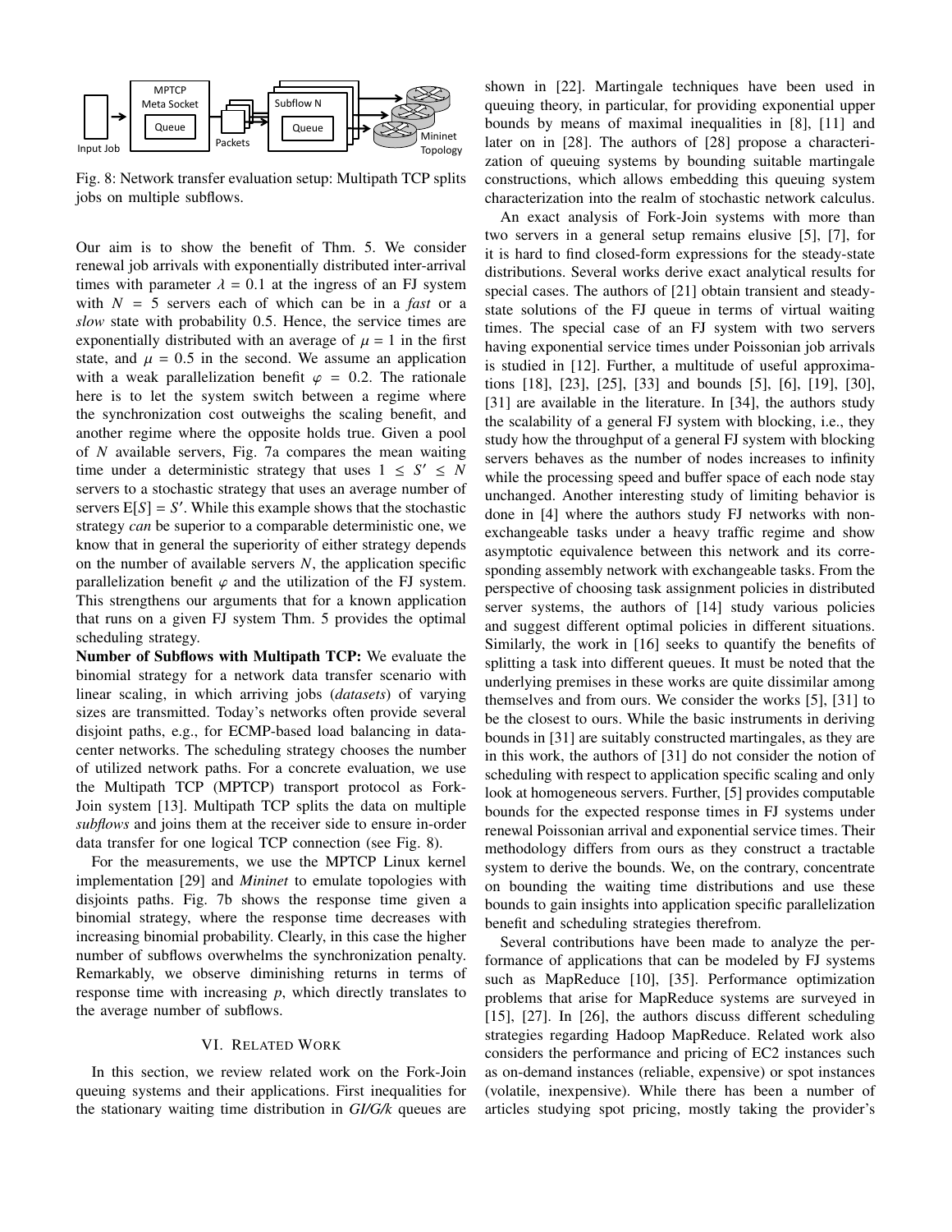Fig. 8: Network transfer evaluation setup: Multipath TCP splits jobs on multiple subflows.

Our aim is to show the benefit of Thm. 5. We consider renewal job arrivals with exponentially distributed inter-arrival times with parameter $\lambda = 0.1$ at the ingress of an FJ system with $N = 5$ servers each of which can be in a *fast* or a *slow* state with probability 0.5. Hence, the service times are exponentially distributed with an average of $\mu = 1$ in the first state, and $\mu = 0.5$ in the second. We assume an application with a weak parallelization benefit $\varphi = 0.2$. The rationale here is to let the system switch between a regime where the synchronization cost outweighs the scaling benefit, and another regime where the opposite holds true. Given a pool of $N$ available servers, Fig. 7a compares the mean waiting time under a deterministic strategy that uses $1 \leq S' \leq N$ servers to a stochastic strategy that uses an average number of servers $\mathrm{E}[S] = S'$. While this example shows that the stochastic strategy *can* be superior to a comparable deterministic one, we know that in general the superiority of either strategy depends on the number of available servers $N$, the application specific parallelization benefit $\varphi$ and the utilization of the FJ system. This strengthens our arguments that for a known application that runs on a given FJ system Thm. 5 provides the optimal scheduling strategy.

**Number of Subflows with Multipath TCP:** We evaluate the binomial strategy for a network data transfer scenario with linear scaling, in which arriving jobs (*datasets*) of varying sizes are transmitted. Today's networks often provide several disjoint paths, e.g., for ECMP-based load balancing in datacenter networks. The scheduling strategy chooses the number of utilized network paths. For a concrete evaluation, we use the Multipath TCP (MPTCP) transport protocol as Fork-Join system [13]. Multipath TCP splits the data on multiple *subflows* and joins them at the receiver side to ensure in-order data transfer for one logical TCP connection (see Fig. 8).

For the measurements, we use the MPTCP Linux kernel implementation [29] and *Mininet* to emulate topologies with disjoints paths. Fig. 7b shows the response time given a binomial strategy, where the response time decreases with increasing binomial probability. Clearly, in this case the higher number of subflows overwhelms the synchronization penalty. Remarkably, we observe diminishing returns in terms of response time with increasing $p$, which directly translates to the average number of subflows.

## VI. Related Work

In this section, we review related work on the Fork-Join queuing systems and their applications. First inequalities for the stationary waiting time distribution in *GI/G/k* queues are shown in [22]. Martingale techniques have been used in queuing theory, in particular, for providing exponential upper bounds by means of maximal inequalities in [8], [11] and later on in [28]. The authors of [28] propose a characterization of queuing systems by bounding suitable martingale constructions, which allows embedding this queuing system characterization into the realm of stochastic network calculus.

An exact analysis of Fork-Join systems with more than two servers in a general setup remains elusive [5], [7], for it is hard to find closed-form expressions for the steady-state distributions. Several works derive exact analytical results for special cases. The authors of [21] obtain transient and steady-state solutions of the FJ queue in terms of virtual waiting times. The special case of an FJ system with two servers having exponential service times under Poissonian job arrivals is studied in [12]. Further, a multitude of useful approximations [18], [23], [25], [33] and bounds [5], [6], [19], [30], [31] are available in the literature. In [34], the authors study the scalability of a general FJ system with blocking, i.e., they study how the throughput of a general FJ system with blocking servers behaves as the number of nodes increases to infinity while the processing speed and buffer space of each node stay unchanged. Another interesting study of limiting behavior is done in [4] where the authors study FJ networks with non-exchangeable tasks under a heavy traffic regime and show asymptotic equivalence between this network and its corresponding assembly network with exchangeable tasks. From the perspective of choosing task assignment policies in distributed server systems, the authors of [14] study various policies and suggest different optimal policies in different situations. Similarly, the work in [16] seeks to quantify the benefits of splitting a task into different queues. It must be noted that the underlying premises in these works are quite dissimilar among themselves and from ours. We consider the works [5], [31] to be the closest to ours. While the basic instruments in deriving bounds in [31] are suitably constructed martingales, as they are in this work, the authors of [31] do not consider the notion of scheduling with respect to application specific scaling and only look at homogeneous servers. Further, [5] provides computable bounds for the expected response times in FJ systems under renewal Poissonian arrival and exponential service times. Their methodology differs from ours as they construct a tractable system to derive the bounds. We, on the contrary, concentrate on bounding the waiting time distributions and use these bounds to gain insights into application specific parallelization benefit and scheduling strategies therefrom.

Several contributions have been made to analyze the performance of applications that can be modeled by FJ systems such as MapReduce [10], [35]. Performance optimization problems that arise for MapReduce systems are surveyed in [15], [27]. In [26], the authors discuss different scheduling strategies regarding Hadoop MapReduce. Related work also considers the performance and pricing of EC2 instances such as on-demand instances (reliable, expensive) or spot instances (volatile, inexpensive). While there has been a number of articles studying spot pricing, mostly taking the provider's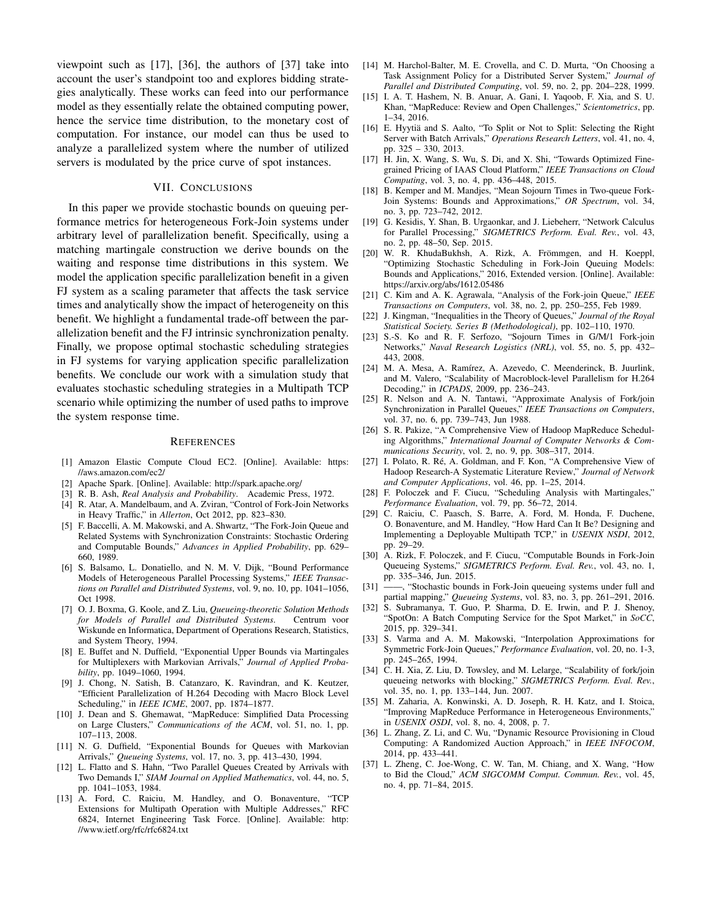viewpoint such as [17], [36], the authors of [37] take into account the user's standpoint too and explores bidding strategies analytically. These works can feed into our performance model as they essentially relate the obtained computing power, hence the service time distribution, to the monetary cost of computation. For instance, our model can thus be used to analyze a parallelized system where the number of utilized servers is modulated by the price curve of spot instances.

## VII. Conclusions

In this paper we provide stochastic bounds on queuing performance metrics for heterogeneous Fork-Join systems under arbitrary level of parallelization benefit. Specifically, using a matching martingale construction we derive bounds on the waiting and response time distributions in this system. We model the application specific parallelization benefit in a given FJ system as a scaling parameter that affects the task service times and analytically show the impact of heterogeneity on this benefit. We highlight a fundamental trade-off between the parallelization benefit and the FJ intrinsic synchronization penalty. Finally, we propose optimal stochastic scheduling strategies in FJ systems for varying application specific parallelization benefits. We conclude our work with a simulation study that evaluates stochastic scheduling strategies in a Multipath TCP scenario while optimizing the number of used paths to improve the system response time.

## References

[1] Amazon Elastic Compute Cloud EC2. [Online]. Available: https://aws.amazon.com/ec2/

[2] Apache Spark. [Online]. Available: http://spark.apache.org/

[3] R. B. Ash, *Real Analysis and Probability*. Academic Press, 1972.

[4] R. Atar, A. Mandelbaum, and A. Zviran, "Control of Fork-Join Networks in Heavy Traffic," in *Allerton*, Oct 2012, pp. 823–830.

[5] F. Baccelli, A. M. Makowski, and A. Shwartz, "The Fork-Join Queue and Related Systems with Synchronization Constraints: Stochastic Ordering and Computable Bounds," *Advances in Applied Probability*, pp. 629–660, 1989.

[6] S. Balsamo, L. Donatiello, and N. M. V. Dijk, "Bound Performance Models of Heterogeneous Parallel Processing Systems," *IEEE Transactions on Parallel and Distributed Systems*, vol. 9, no. 10, pp. 1041–1056, Oct 1998.

[7] O. J. Boxma, G. Koole, and Z. Liu, *Queueing-theoretic Solution Methods for Models of Parallel and Distributed Systems*. Centrum voor Wiskunde en Informatica, Department of Operations Research, Statistics, and System Theory, 1994.

[8] E. Buffet and N. Duffield, "Exponential Upper Bounds via Martingales for Multiplexers with Markovian Arrivals," *Journal of Applied Probability*, pp. 1049–1060, 1994.

[9] J. Chong, N. Satish, B. Catanzaro, K. Ravindran, and K. Keutzer, "Efficient Parallelization of H.264 Decoding with Macro Block Level Scheduling," in *IEEE ICME*, 2007, pp. 1874–1877.

[10] J. Dean and S. Ghemawat, "MapReduce: Simplified Data Processing on Large Clusters," *Communications of the ACM*, vol. 51, no. 1, pp. 107–113, 2008.

[11] N. G. Duffield, "Exponential Bounds for Queues with Markovian Arrivals," *Queueing Systems*, vol. 17, no. 3, pp. 413–430, 1994.

[12] L. Flatto and S. Hahn, "Two Parallel Queues Created by Arrivals with Two Demands I," *SIAM Journal on Applied Mathematics*, vol. 44, no. 5, pp. 1041–1053, 1984.

[13] A. Ford, C. Raiciu, M. Handley, and O. Bonaventure, "TCP Extensions for Multipath Operation with Multiple Addresses," RFC 6824, Internet Engineering Task Force. [Online]. Available: http://www.ietf.org/rfc/rfc6824.txt

[14] M. Harchol-Balter, M. E. Crovella, and C. D. Murta, "On Choosing a Task Assignment Policy for a Distributed Server System," *Journal of Parallel and Distributed Computing*, vol. 59, no. 2, pp. 204–228, 1999.

[15] I. A. T. Hashem, N. B. Anuar, A. Gani, I. Yaqoob, F. Xia, and S. U. Khan, "MapReduce: Review and Open Challenges," *Scientometrics*, pp. 1–34, 2016.

[16] E. Hyytiä and S. Aalto, "To Split or Not to Split: Selecting the Right Server with Batch Arrivals," *Operations Research Letters*, vol. 41, no. 4, pp. 325 – 330, 2013.

[17] H. Jin, X. Wang, S. Wu, S. Di, and X. Shi, "Towards Optimized Fine-grained Pricing of IAAS Cloud Platform," *IEEE Transactions on Cloud Computing*, vol. 3, no. 4, pp. 436–448, 2015.

[18] B. Kemper and M. Mandjes, "Mean Sojourn Times in Two-queue Fork-Join Systems: Bounds and Approximations," *OR Spectrum*, vol. 34, no. 3, pp. 723–742, 2012.

[19] G. Kesidis, Y. Shan, B. Urgaonkar, and J. Liebeherr, "Network Calculus for Parallel Processing," *SIGMETRICS Perform. Eval. Rev.*, vol. 43, no. 2, pp. 48–50, Sep. 2015.

[20] W. R. KhudaBukhsh, A. Rizk, A. Frömmgen, and H. Koeppl, "Optimizing Stochastic Scheduling in Fork-Join Queueing Models: Bounds and Applications," 2016, Extended version. [Online]. Available: https://arxiv.org/abs/1612.05486

[21] C. Kim and A. K. Agrawala, "Analysis of the Fork-join Queue," *IEEE Transactions on Computers*, vol. 38, no. 2, pp. 250–255, Feb 1989.

[22] J. Kingman, "Inequalities in the Theory of Queues," *Journal of the Royal Statistical Society. Series B (Methodological)*, pp. 102–110, 1970.

[23] S.-S. Ko and R. F. Serfozo, "Sojourn Times in G/M/1 Fork-join Networks," *Naval Research Logistics (NRL)*, vol. 55, no. 5, pp. 432–443, 2008.

[24] M. A. Mesa, A. Ramírez, A. Azevedo, C. Meenderinck, B. Juurlink, and M. Valero, "Scalability of Macroblock-level Parallelism for H.264 Decoding," in *ICPADS*, 2009, pp. 236–243.

[25] R. Nelson and A. N. Tantawi, "Approximate Analysis of Fork/join Synchronization in Parallel Queues," *IEEE Transactions on Computers*, vol. 37, no. 6, pp. 739–743, Jun 1988.

[26] S. R. Pakize, "A Comprehensive View of Hadoop MapReduce Scheduling Algorithms," *International Journal of Computer Networks & Communications Security*, vol. 2, no. 9, pp. 308–317, 2014.

[27] I. Polato, R. Ré, A. Goldman, and F. Kon, "A Comprehensive View of Hadoop Research-A Systematic Literature Review," *Journal of Network and Computer Applications*, vol. 46, pp. 1–25, 2014.

[28] F. Poloczek and F. Ciucu, "Scheduling Analysis with Martingales," *Performance Evaluation*, vol. 79, pp. 56–72, 2014.

[29] C. Raiciu, C. Paasch, S. Barre, A. Ford, M. Honda, F. Duchene, O. Bonaventure, and M. Handley, "How Hard Can It Be? Designing and Implementing a Deployable Multipath TCP," in *USENIX NSDI*, 2012, pp. 29–29.

[30] A. Rizk, F. Poloczek, and F. Ciucu, "Computable Bounds in Fork-Join Queueing Systems," *SIGMETRICS Perform. Eval. Rev.*, vol. 43, no. 1, pp. 335–346, Jun. 2015.

[31] ——, "Stochastic bounds in Fork-Join queueing systems under full and partial mapping," *Queueing Systems*, vol. 83, no. 3, pp. 261–291, 2016.

[32] S. Subramanya, T. Guo, P. Sharma, D. E. Irwin, and P. J. Shenoy, "SpotOn: A Batch Computing Service for the Spot Market," in *SoCC*, 2015, pp. 329–341.

[33] S. Varma and A. M. Makowski, "Interpolation Approximations for Symmetric Fork-Join Queues," *Performance Evaluation*, vol. 20, no. 1-3, pp. 245–265, 1994.

[34] C. H. Xia, Z. Liu, D. Towsley, and M. Lelarge, "Scalability of fork/join queueing networks with blocking," *SIGMETRICS Perform. Eval. Rev.*, vol. 35, no. 1, pp. 133–144, Jun. 2007.

[35] M. Zaharia, A. Konwinski, A. D. Joseph, R. H. Katz, and I. Stoica, "Improving MapReduce Performance in Heterogeneous Environments," in *USENIX OSDI*, vol. 8, no. 4, 2008, p. 7.

[36] L. Zhang, Z. Li, and C. Wu, "Dynamic Resource Provisioning in Cloud Computing: A Randomized Auction Approach," in *IEEE INFOCOM*, 2014, pp. 433–441.

[37] L. Zheng, C. Joe-Wong, C. W. Tan, M. Chiang, and X. Wang, "How to Bid the Cloud," *ACM SIGCOMM Comput. Commun. Rev.*, vol. 45, no. 4, pp. 71–84, 2015.